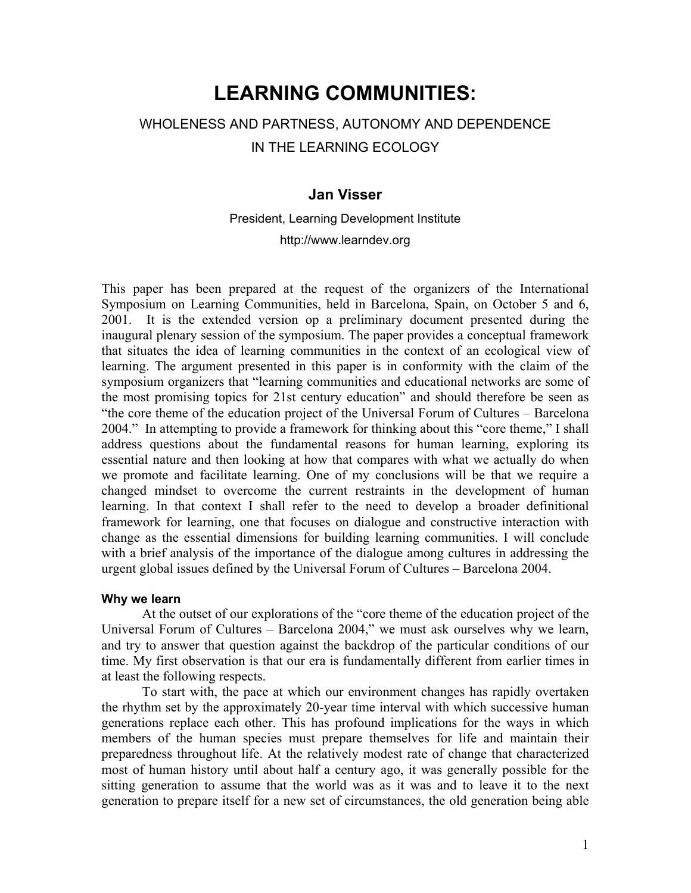# LEARNING COMMUNITIES:

## WHOLENESS AND PARTNESS, AUTONOMY AND DEPENDENCE IN THE LEARNING ECOLOGY

### Jan Visser

President, Learning Development Institute

http://www.learndev.org

This paper has been prepared at the request of the organizers of the International Symposium on Learning Communities, held in Barcelona, Spain, on October 5 and 6, 2001. It is the extended version op a preliminary document presented during the inaugural plenary session of the symposium. The paper provides a conceptual framework that situates the idea of learning communities in the context of an ecological view of learning. The argument presented in this paper is in conformity with the claim of the symposium organizers that "learning communities and educational networks are some of the most promising topics for 21st century education" and should therefore be seen as "the core theme of the education project of the Universal Forum of Cultures – Barcelona 2004." In attempting to provide a framework for thinking about this "core theme," I shall address questions about the fundamental reasons for human learning, exploring its essential nature and then looking at how that compares with what we actually do when we promote and facilitate learning. One of my conclusions will be that we require a changed mindset to overcome the current restraints in the development of human learning. In that context I shall refer to the need to develop a broader definitional framework for learning, one that focuses on dialogue and constructive interaction with change as the essential dimensions for building learning communities. I will conclude with a brief analysis of the importance of the dialogue among cultures in addressing the urgent global issues defined by the Universal Forum of Cultures – Barcelona 2004.

#### Why we learn

At the outset of our explorations of the "core theme of the education project of the Universal Forum of Cultures – Barcelona 2004," we must ask ourselves why we learn, and try to answer that question against the backdrop of the particular conditions of our time. My first observation is that our era is fundamentally different from earlier times in at least the following respects.

To start with, the pace at which our environment changes has rapidly overtaken the rhythm set by the approximately 20-year time interval with which successive human generations replace each other. This has profound implications for the ways in which members of the human species must prepare themselves for life and maintain their preparedness throughout life. At the relatively modest rate of change that characterized most of human history until about half a century ago, it was generally possible for the sitting generation to assume that the world was as it was and to leave it to the next generation to prepare itself for a new set of circumstances, the old generation being able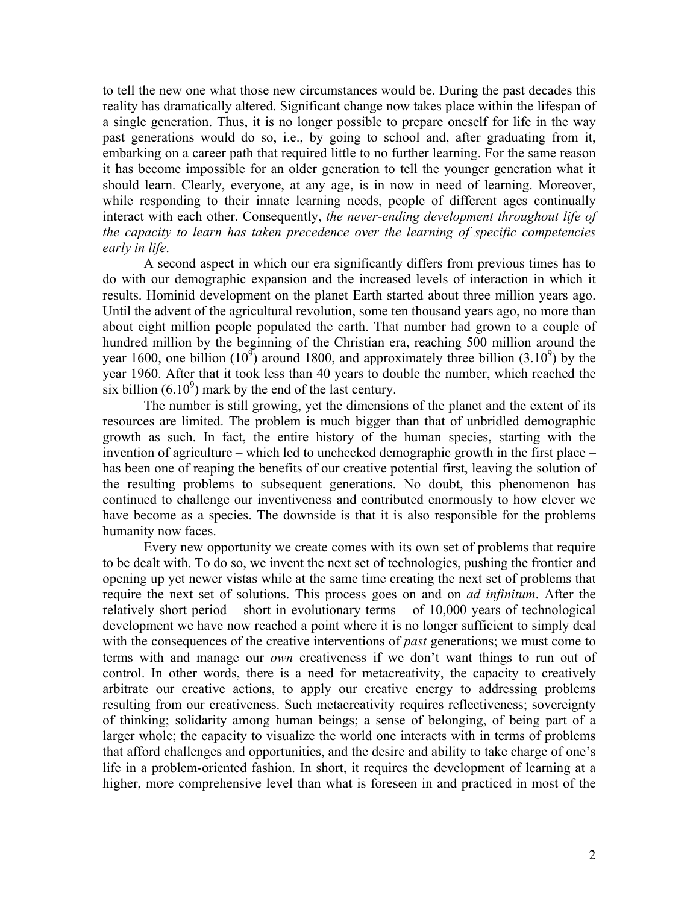to tell the new one what those new circumstances would be. During the past decades this reality has dramatically altered. Significant change now takes place within the lifespan of a single generation. Thus, it is no longer possible to prepare oneself for life in the way past generations would do so, i.e., by going to school and, after graduating from it, embarking on a career path that required little to no further learning. For the same reason it has become impossible for an older generation to tell the younger generation what it should learn. Clearly, everyone, at any age, is in now in need of learning. Moreover, while responding to their innate learning needs, people of different ages continually interact with each other. Consequently, *the never-ending development throughout life of the capacity to learn has taken precedence over the learning of specific competencies early in life*.

A second aspect in which our era significantly differs from previous times has to do with our demographic expansion and the increased levels of interaction in which it results. Hominid development on the planet Earth started about three million years ago. Until the advent of the agricultural revolution, some ten thousand years ago, no more than about eight million people populated the earth. That number had grown to a couple of hundred million by the beginning of the Christian era, reaching 500 million around the year 1600, one billion ($10^9$) around 1800, and approximately three billion ($3.10^9$) by the year 1960. After that it took less than 40 years to double the number, which reached the six billion ($6.10^9$) mark by the end of the last century.

The number is still growing, yet the dimensions of the planet and the extent of its resources are limited. The problem is much bigger than that of unbridled demographic growth as such. In fact, the entire history of the human species, starting with the invention of agriculture – which led to unchecked demographic growth in the first place – has been one of reaping the benefits of our creative potential first, leaving the solution of the resulting problems to subsequent generations. No doubt, this phenomenon has continued to challenge our inventiveness and contributed enormously to how clever we have become as a species. The downside is that it is also responsible for the problems humanity now faces.

Every new opportunity we create comes with its own set of problems that require to be dealt with. To do so, we invent the next set of technologies, pushing the frontier and opening up yet newer vistas while at the same time creating the next set of problems that require the next set of solutions. This process goes on and on *ad infinitum*. After the relatively short period – short in evolutionary terms – of 10,000 years of technological development we have now reached a point where it is no longer sufficient to simply deal with the consequences of the creative interventions of *past* generations; we must come to terms with and manage our *own* creativeness if we don't want things to run out of control. In other words, there is a need for metacreativity, the capacity to creatively arbitrate our creative actions, to apply our creative energy to addressing problems resulting from our creativeness. Such metacreativity requires reflectiveness; sovereignty of thinking; solidarity among human beings; a sense of belonging, of being part of a larger whole; the capacity to visualize the world one interacts with in terms of problems that afford challenges and opportunities, and the desire and ability to take charge of one's life in a problem-oriented fashion. In short, it requires the development of learning at a higher, more comprehensive level than what is foreseen in and practiced in most of the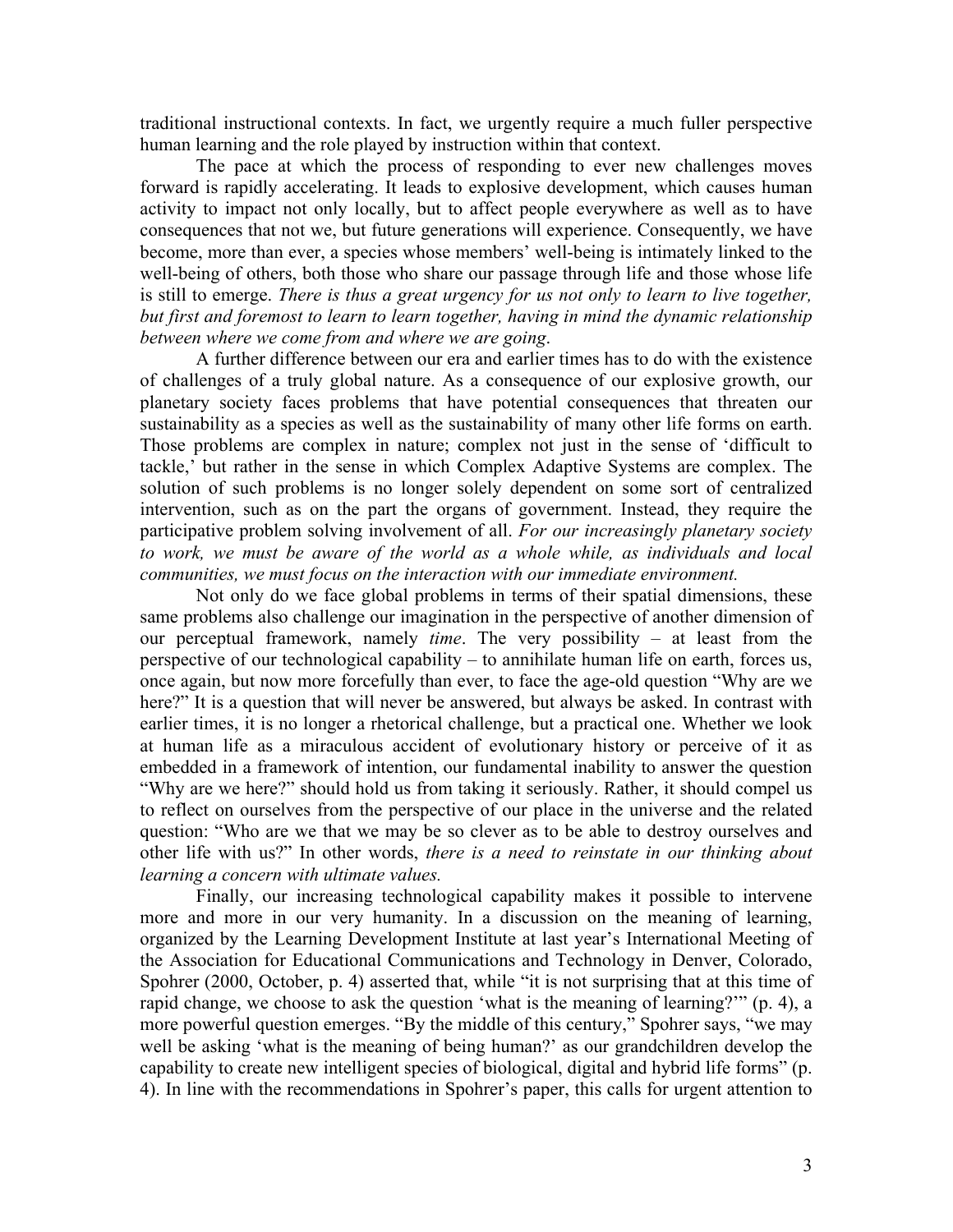traditional instructional contexts. In fact, we urgently require a much fuller perspective human learning and the role played by instruction within that context.

The pace at which the process of responding to ever new challenges moves forward is rapidly accelerating. It leads to explosive development, which causes human activity to impact not only locally, but to affect people everywhere as well as to have consequences that not we, but future generations will experience. Consequently, we have become, more than ever, a species whose members' well-being is intimately linked to the well-being of others, both those who share our passage through life and those whose life is still to emerge. *There is thus a great urgency for us not only to learn to live together, but first and foremost to learn to learn together, having in mind the dynamic relationship between where we come from and where we are going*.

A further difference between our era and earlier times has to do with the existence of challenges of a truly global nature. As a consequence of our explosive growth, our planetary society faces problems that have potential consequences that threaten our sustainability as a species as well as the sustainability of many other life forms on earth. Those problems are complex in nature; complex not just in the sense of 'difficult to tackle,' but rather in the sense in which Complex Adaptive Systems are complex. The solution of such problems is no longer solely dependent on some sort of centralized intervention, such as on the part the organs of government. Instead, they require the participative problem solving involvement of all. *For our increasingly planetary society to work, we must be aware of the world as a whole while, as individuals and local communities, we must focus on the interaction with our immediate environment.*

Not only do we face global problems in terms of their spatial dimensions, these same problems also challenge our imagination in the perspective of another dimension of our perceptual framework, namely *time*. The very possibility – at least from the perspective of our technological capability – to annihilate human life on earth, forces us, once again, but now more forcefully than ever, to face the age-old question "Why are we here?" It is a question that will never be answered, but always be asked. In contrast with earlier times, it is no longer a rhetorical challenge, but a practical one. Whether we look at human life as a miraculous accident of evolutionary history or perceive of it as embedded in a framework of intention, our fundamental inability to answer the question "Why are we here?" should hold us from taking it seriously. Rather, it should compel us to reflect on ourselves from the perspective of our place in the universe and the related question: "Who are we that we may be so clever as to be able to destroy ourselves and other life with us?" In other words, *there is a need to reinstate in our thinking about learning a concern with ultimate values.*

Finally, our increasing technological capability makes it possible to intervene more and more in our very humanity. In a discussion on the meaning of learning, organized by the Learning Development Institute at last year's International Meeting of the Association for Educational Communications and Technology in Denver, Colorado, Spohrer (2000, October, p. 4) asserted that, while "it is not surprising that at this time of rapid change, we choose to ask the question 'what is the meaning of learning?'" (p. 4), a more powerful question emerges. "By the middle of this century," Spohrer says, "we may well be asking 'what is the meaning of being human?' as our grandchildren develop the capability to create new intelligent species of biological, digital and hybrid life forms" (p. 4). In line with the recommendations in Spohrer's paper, this calls for urgent attention to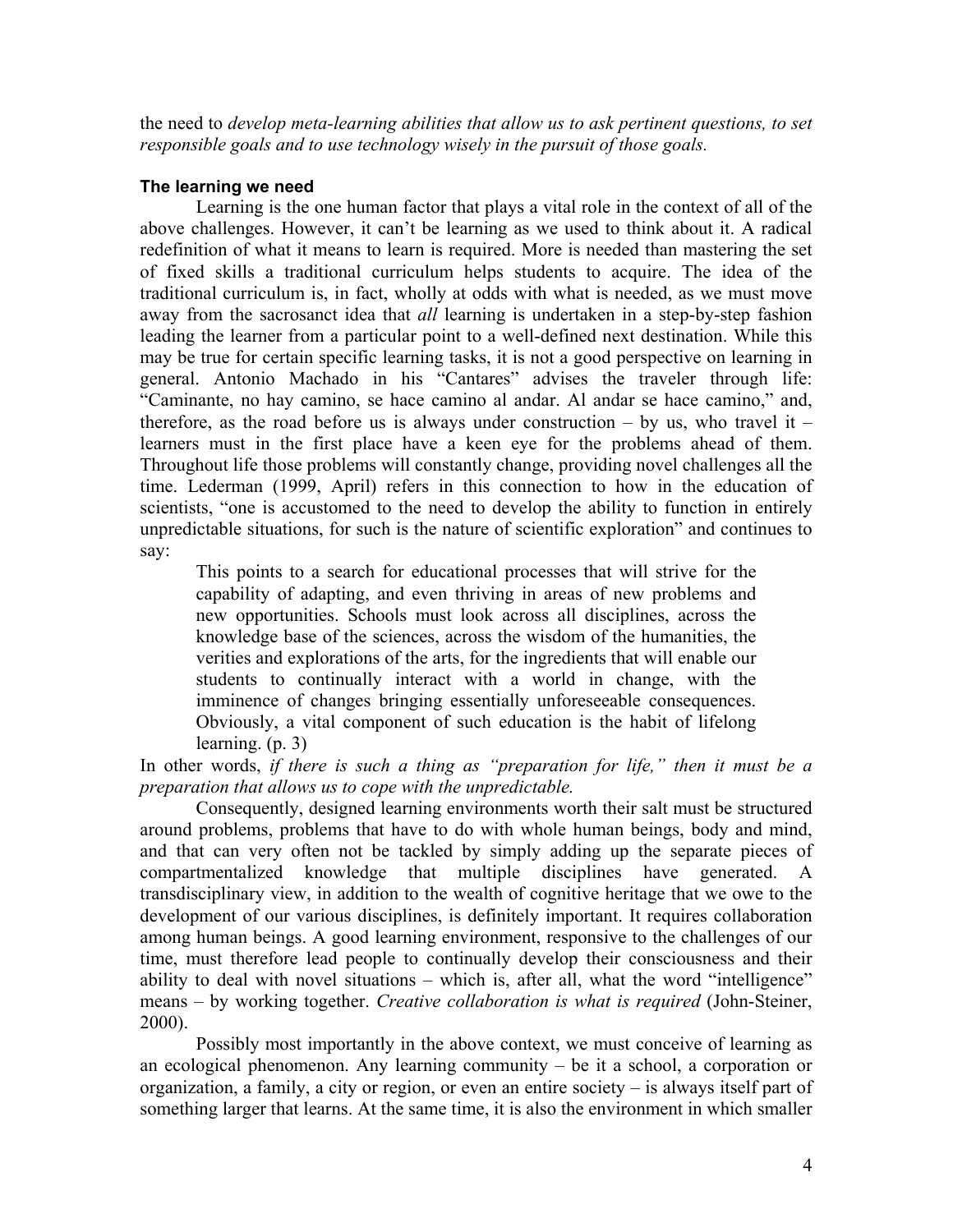the need to *develop meta-learning abilities that allow us to ask pertinent questions, to set responsible goals and to use technology wisely in the pursuit of those goals.*

### The learning we need

Learning is the one human factor that plays a vital role in the context of all of the above challenges. However, it can't be learning as we used to think about it. A radical redefinition of what it means to learn is required. More is needed than mastering the set of fixed skills a traditional curriculum helps students to acquire. The idea of the traditional curriculum is, in fact, wholly at odds with what is needed, as we must move away from the sacrosanct idea that *all* learning is undertaken in a step-by-step fashion leading the learner from a particular point to a well-defined next destination. While this may be true for certain specific learning tasks, it is not a good perspective on learning in general. Antonio Machado in his "Cantares" advises the traveler through life: "Caminante, no hay camino, se hace camino al andar. Al andar se hace camino," and, therefore, as the road before us is always under construction – by us, who travel it – learners must in the first place have a keen eye for the problems ahead of them. Throughout life those problems will constantly change, providing novel challenges all the time. Lederman (1999, April) refers in this connection to how in the education of scientists, "one is accustomed to the need to develop the ability to function in entirely unpredictable situations, for such is the nature of scientific exploration" and continues to say:

> This points to a search for educational processes that will strive for the capability of adapting, and even thriving in areas of new problems and new opportunities. Schools must look across all disciplines, across the knowledge base of the sciences, across the wisdom of the humanities, the verities and explorations of the arts, for the ingredients that will enable our students to continually interact with a world in change, with the imminence of changes bringing essentially unforeseeable consequences. Obviously, a vital component of such education is the habit of lifelong learning. (p. 3)

In other words, *if there is such a thing as "preparation for life," then it must be a preparation that allows us to cope with the unpredictable.*

Consequently, designed learning environments worth their salt must be structured around problems, problems that have to do with whole human beings, body and mind, and that can very often not be tackled by simply adding up the separate pieces of compartmentalized knowledge that multiple disciplines have generated. A transdisciplinary view, in addition to the wealth of cognitive heritage that we owe to the development of our various disciplines, is definitely important. It requires collaboration among human beings. A good learning environment, responsive to the challenges of our time, must therefore lead people to continually develop their consciousness and their ability to deal with novel situations – which is, after all, what the word "intelligence" means – by working together. *Creative collaboration is what is required* (John-Steiner, 2000).

Possibly most importantly in the above context, we must conceive of learning as an ecological phenomenon. Any learning community – be it a school, a corporation or organization, a family, a city or region, or even an entire society – is always itself part of something larger that learns. At the same time, it is also the environment in which smaller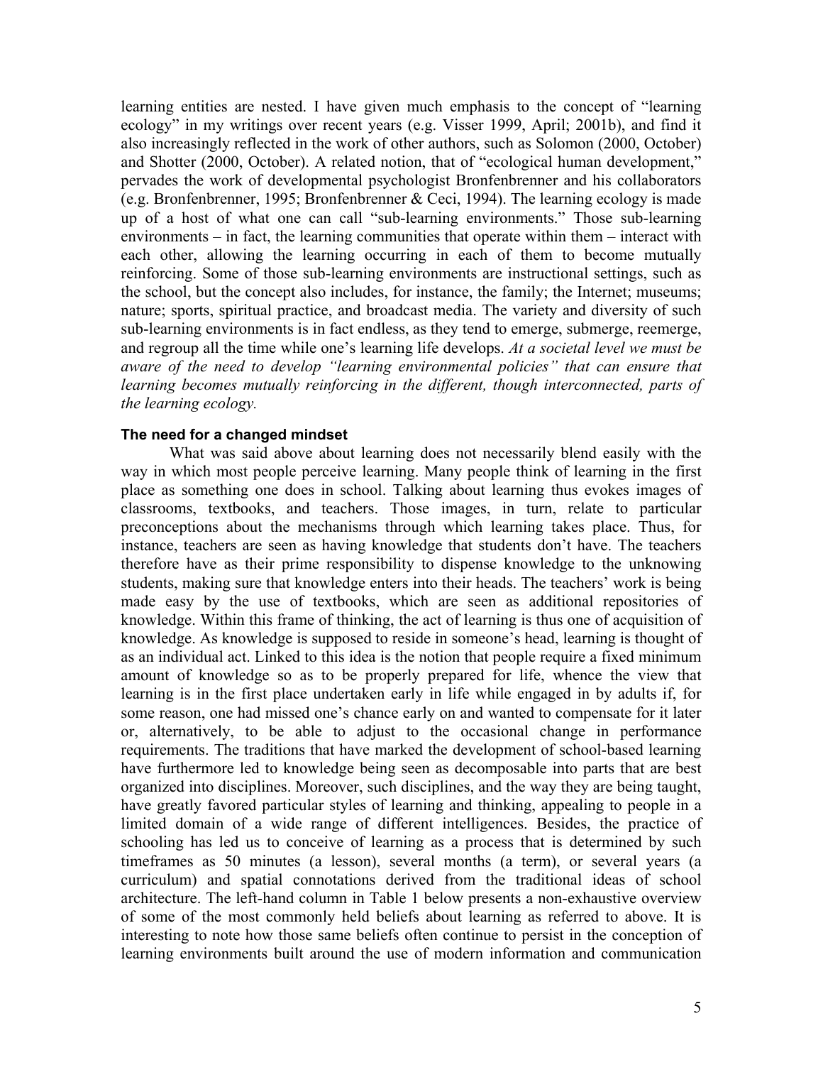learning entities are nested. I have given much emphasis to the concept of "learning ecology" in my writings over recent years (e.g. Visser 1999, April; 2001b), and find it also increasingly reflected in the work of other authors, such as Solomon (2000, October) and Shotter (2000, October). A related notion, that of "ecological human development," pervades the work of developmental psychologist Bronfenbrenner and his collaborators (e.g. Bronfenbrenner, 1995; Bronfenbrenner & Ceci, 1994). The learning ecology is made up of a host of what one can call "sub-learning environments." Those sub-learning environments – in fact, the learning communities that operate within them – interact with each other, allowing the learning occurring in each of them to become mutually reinforcing. Some of those sub-learning environments are instructional settings, such as the school, but the concept also includes, for instance, the family; the Internet; museums; nature; sports, spiritual practice, and broadcast media. The variety and diversity of such sub-learning environments is in fact endless, as they tend to emerge, submerge, reemerge, and regroup all the time while one's learning life develops. *At a societal level we must be aware of the need to develop "learning environmental policies" that can ensure that learning becomes mutually reinforcing in the different, though interconnected, parts of the learning ecology.*

### The need for a changed mindset

What was said above about learning does not necessarily blend easily with the way in which most people perceive learning. Many people think of learning in the first place as something one does in school. Talking about learning thus evokes images of classrooms, textbooks, and teachers. Those images, in turn, relate to particular preconceptions about the mechanisms through which learning takes place. Thus, for instance, teachers are seen as having knowledge that students don't have. The teachers therefore have as their prime responsibility to dispense knowledge to the unknowing students, making sure that knowledge enters into their heads. The teachers' work is being made easy by the use of textbooks, which are seen as additional repositories of knowledge. Within this frame of thinking, the act of learning is thus one of acquisition of knowledge. As knowledge is supposed to reside in someone's head, learning is thought of as an individual act. Linked to this idea is the notion that people require a fixed minimum amount of knowledge so as to be properly prepared for life, whence the view that learning is in the first place undertaken early in life while engaged in by adults if, for some reason, one had missed one's chance early on and wanted to compensate for it later or, alternatively, to be able to adjust to the occasional change in performance requirements. The traditions that have marked the development of school-based learning have furthermore led to knowledge being seen as decomposable into parts that are best organized into disciplines. Moreover, such disciplines, and the way they are being taught, have greatly favored particular styles of learning and thinking, appealing to people in a limited domain of a wide range of different intelligences. Besides, the practice of schooling has led us to conceive of learning as a process that is determined by such timeframes as 50 minutes (a lesson), several months (a term), or several years (a curriculum) and spatial connotations derived from the traditional ideas of school architecture. The left-hand column in Table 1 below presents a non-exhaustive overview of some of the most commonly held beliefs about learning as referred to above. It is interesting to note how those same beliefs often continue to persist in the conception of learning environments built around the use of modern information and communication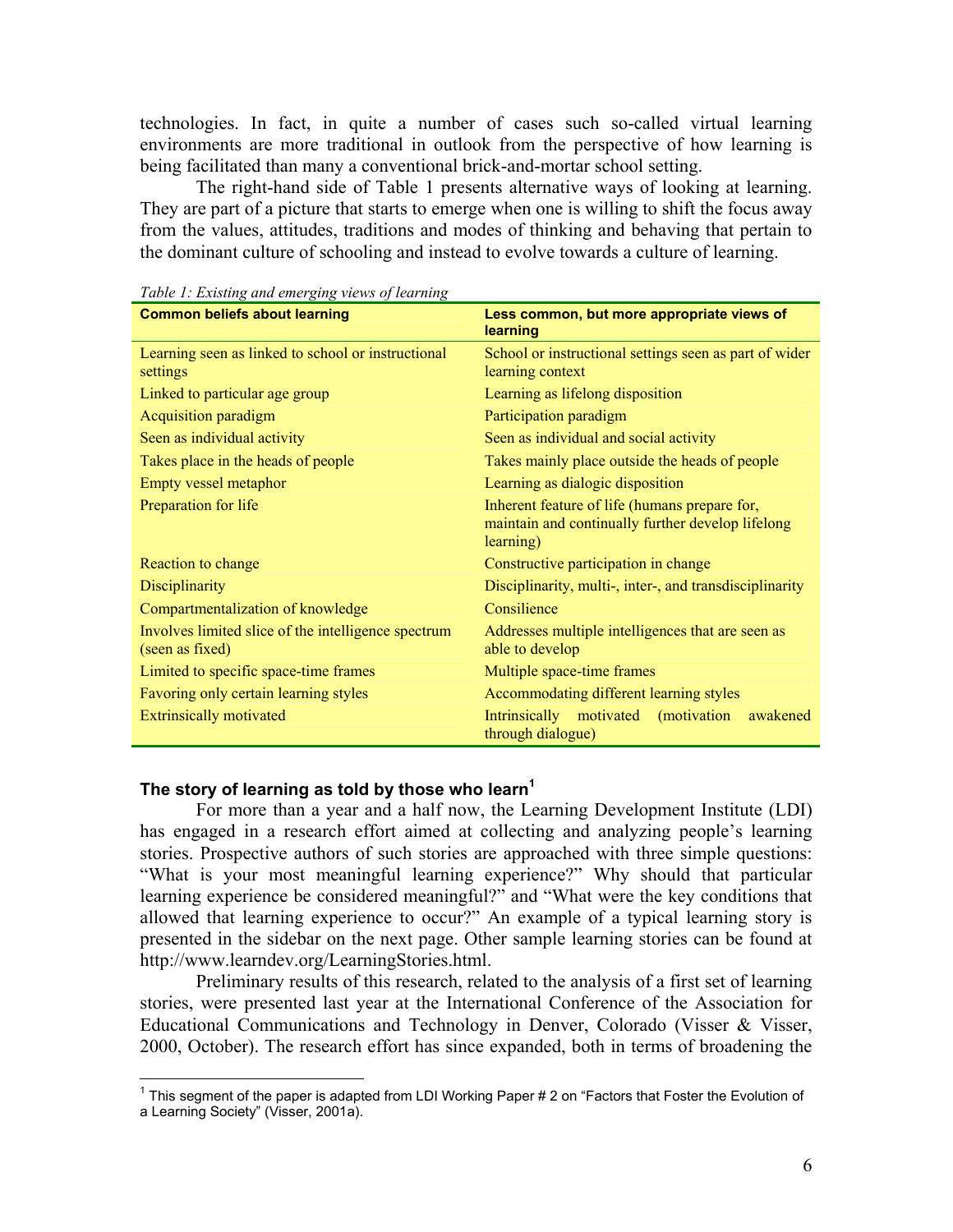technologies. In fact, in quite a number of cases such so-called virtual learning environments are more traditional in outlook from the perspective of how learning is being facilitated than many a conventional brick-and-mortar school setting.

The right-hand side of Table 1 presents alternative ways of looking at learning. They are part of a picture that starts to emerge when one is willing to shift the focus away from the values, attitudes, traditions and modes of thinking and behaving that pertain to the dominant culture of schooling and instead to evolve towards a culture of learning.

*Table 1: Existing and emerging views of learning*

| Common beliefs about learning | Less common, but more appropriate views of learning |
|---|---|
| Learning seen as linked to school or instructional settings | School or instructional settings seen as part of wider learning context |
| Linked to particular age group | Learning as lifelong disposition |
| Acquisition paradigm | Participation paradigm |
| Seen as individual activity | Seen as individual and social activity |
| Takes place in the heads of people | Takes mainly place outside the heads of people |
| Empty vessel metaphor | Learning as dialogic disposition |
| Preparation for life | Inherent feature of life (humans prepare for, maintain and continually further develop lifelong learning) |
| Reaction to change | Constructive participation in change |
| Disciplinarity | Disciplinarity, multi-, inter-, and transdisciplinarity |
| Compartmentalization of knowledge | Consilience |
| Involves limited slice of the intelligence spectrum (seen as fixed) | Addresses multiple intelligences that are seen as able to develop |
| Limited to specific space-time frames | Multiple space-time frames |
| Favoring only certain learning styles | Accommodating different learning styles |
| Extrinsically motivated | Intrinsically motivated (motivation awakened through dialogue) |

### The story of learning as told by those who learn[1]

For more than a year and a half now, the Learning Development Institute (LDI) has engaged in a research effort aimed at collecting and analyzing people's learning stories. Prospective authors of such stories are approached with three simple questions: "What is your most meaningful learning experience?" Why should that particular learning experience be considered meaningful?" and "What were the key conditions that allowed that learning experience to occur?" An example of a typical learning story is presented in the sidebar on the next page. Other sample learning stories can be found at http://www.learndev.org/LearningStories.html.

Preliminary results of this research, related to the analysis of a first set of learning stories, were presented last year at the International Conference of the Association for Educational Communications and Technology in Denver, Colorado (Visser & Visser, 2000, October). The research effort has since expanded, both in terms of broadening the

---

[1] This segment of the paper is adapted from LDI Working Paper # 2 on "Factors that Foster the Evolution of a Learning Society" (Visser, 2001a).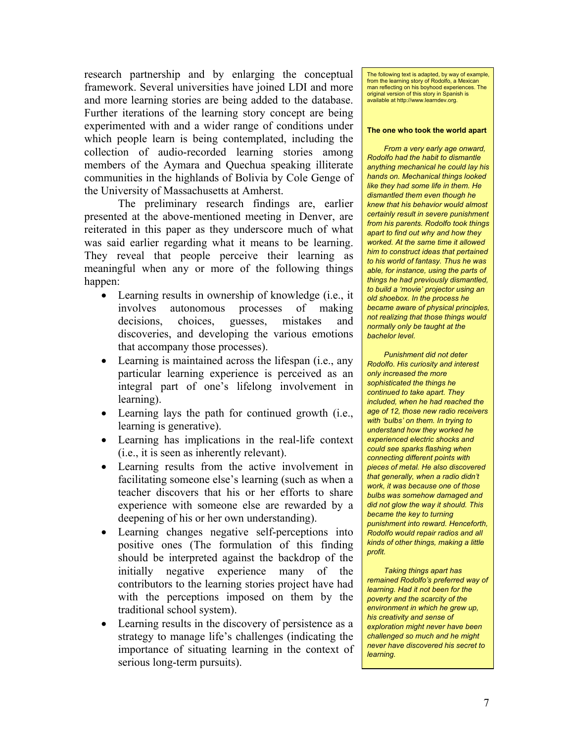research partnership and by enlarging the conceptual framework. Several universities have joined LDI and more and more learning stories are being added to the database. Further iterations of the learning story concept are being experimented with and a wider range of conditions under which people learn is being contemplated, including the collection of audio-recorded learning stories among members of the Aymara and Quechua speaking illiterate communities in the highlands of Bolivia by Cole Genge of the University of Massachusetts at Amherst.

The preliminary research findings are, earlier presented at the above-mentioned meeting in Denver, are reiterated in this paper as they underscore much of what was said earlier regarding what it means to be learning. They reveal that people perceive their learning as meaningful when any or more of the following things happen:

- Learning results in ownership of knowledge (i.e., it involves autonomous processes of making decisions, choices, guesses, mistakes and discoveries, and developing the various emotions that accompany those processes).
- Learning is maintained across the lifespan (i.e., any particular learning experience is perceived as an integral part of one's lifelong involvement in learning).
- Learning lays the path for continued growth (i.e., learning is generative).
- Learning has implications in the real-life context (i.e., it is seen as inherently relevant).
- Learning results from the active involvement in facilitating someone else's learning (such as when a teacher discovers that his or her efforts to share experience with someone else are rewarded by a deepening of his or her own understanding).
- Learning changes negative self-perceptions into positive ones (The formulation of this finding should be interpreted against the backdrop of the initially negative experience many of the contributors to the learning stories project have had with the perceptions imposed on them by the traditional school system).
- Learning results in the discovery of persistence as a strategy to manage life's challenges (indicating the importance of situating learning in the context of serious long-term pursuits).

---

The following text is adapted, by way of example, from the learning story of Rodolfo, a Mexican man reflecting on his boyhood experiences. The original version of this story in Spanish is available at http://www.learndev.org.

**The one who took the world apart**

*From a very early age onward, Rodolfo had the habit to dismantle anything mechanical he could lay his hands on. Mechanical things looked like they had some life in them. He dismantled them even though he knew that his behavior would almost certainly result in severe punishment from his parents. Rodolfo took things apart to find out why and how they worked. At the same time it allowed him to construct ideas that pertained to his world of fantasy. Thus he was able, for instance, using the parts of things he had previously dismantled, to build a 'movie' projector using an old shoebox. In the process he became aware of physical principles, not realizing that those things would normally only be taught at the bachelor level.*

*Punishment did not deter Rodolfo. His curiosity and interest only increased the more sophisticated the things he continued to take apart. They included, when he had reached the age of 12, those new radio receivers with 'bulbs' on them. In trying to understand how they worked he experienced electric shocks and could see sparks flashing when connecting different points with pieces of metal. He also discovered that generally, when a radio didn't work, it was because one of those bulbs was somehow damaged and did not glow the way it should. This became the key to turning punishment into reward. Henceforth, Rodolfo would repair radios and all kinds of other things, making a little profit.*

*Taking things apart has remained Rodolfo's preferred way of learning. Had it not been for the poverty and the scarcity of the environment in which he grew up, his creativity and sense of exploration might never have been challenged so much and he might never have discovered his secret to learning.*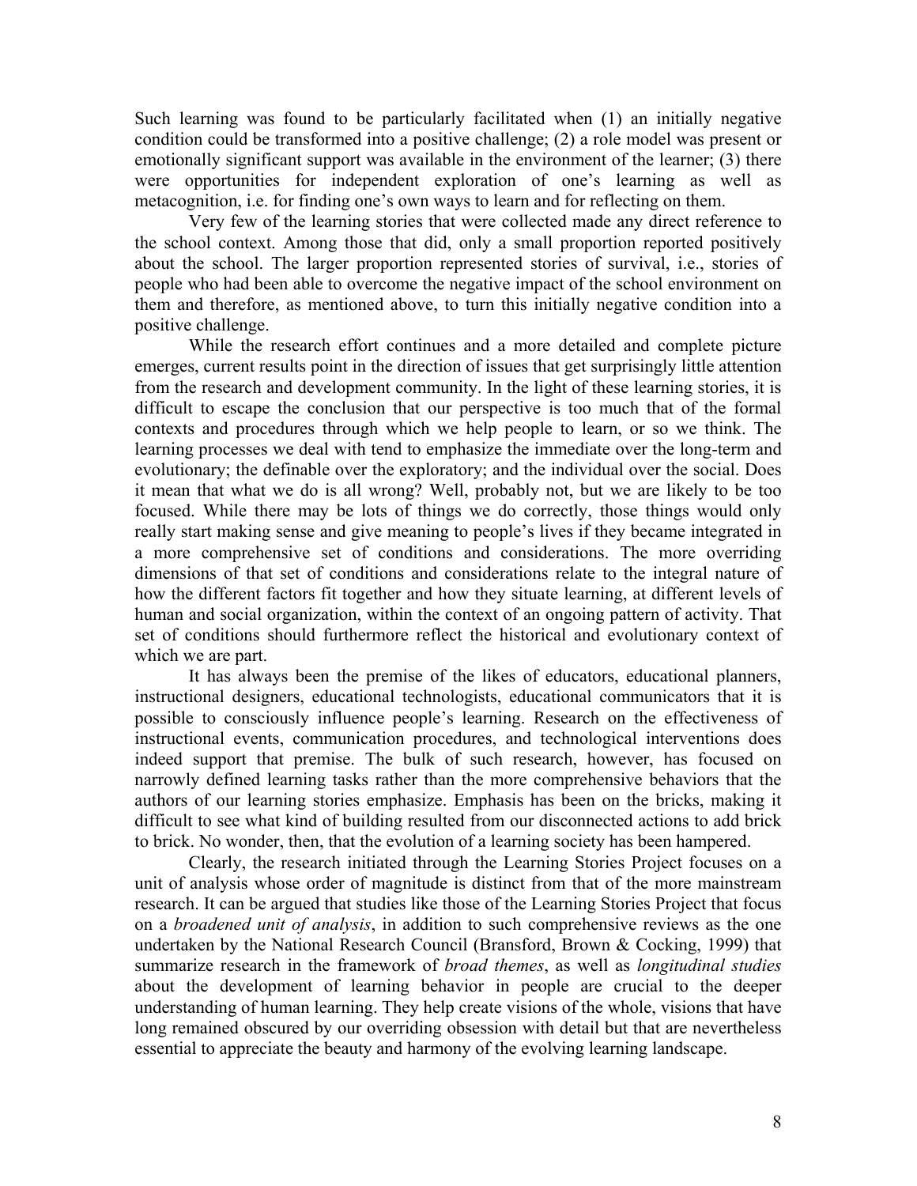Such learning was found to be particularly facilitated when (1) an initially negative condition could be transformed into a positive challenge; (2) a role model was present or emotionally significant support was available in the environment of the learner; (3) there were opportunities for independent exploration of one's learning as well as metacognition, i.e. for finding one's own ways to learn and for reflecting on them.

Very few of the learning stories that were collected made any direct reference to the school context. Among those that did, only a small proportion reported positively about the school. The larger proportion represented stories of survival, i.e., stories of people who had been able to overcome the negative impact of the school environment on them and therefore, as mentioned above, to turn this initially negative condition into a positive challenge.

While the research effort continues and a more detailed and complete picture emerges, current results point in the direction of issues that get surprisingly little attention from the research and development community. In the light of these learning stories, it is difficult to escape the conclusion that our perspective is too much that of the formal contexts and procedures through which we help people to learn, or so we think. The learning processes we deal with tend to emphasize the immediate over the long-term and evolutionary; the definable over the exploratory; and the individual over the social. Does it mean that what we do is all wrong? Well, probably not, but we are likely to be too focused. While there may be lots of things we do correctly, those things would only really start making sense and give meaning to people's lives if they became integrated in a more comprehensive set of conditions and considerations. The more overriding dimensions of that set of conditions and considerations relate to the integral nature of how the different factors fit together and how they situate learning, at different levels of human and social organization, within the context of an ongoing pattern of activity. That set of conditions should furthermore reflect the historical and evolutionary context of which we are part.

It has always been the premise of the likes of educators, educational planners, instructional designers, educational technologists, educational communicators that it is possible to consciously influence people's learning. Research on the effectiveness of instructional events, communication procedures, and technological interventions does indeed support that premise. The bulk of such research, however, has focused on narrowly defined learning tasks rather than the more comprehensive behaviors that the authors of our learning stories emphasize. Emphasis has been on the bricks, making it difficult to see what kind of building resulted from our disconnected actions to add brick to brick. No wonder, then, that the evolution of a learning society has been hampered.

Clearly, the research initiated through the Learning Stories Project focuses on a unit of analysis whose order of magnitude is distinct from that of the more mainstream research. It can be argued that studies like those of the Learning Stories Project that focus on a *broadened unit of analysis*, in addition to such comprehensive reviews as the one undertaken by the National Research Council (Bransford, Brown & Cocking, 1999) that summarize research in the framework of *broad themes*, as well as *longitudinal studies* about the development of learning behavior in people are crucial to the deeper understanding of human learning. They help create visions of the whole, visions that have long remained obscured by our overriding obsession with detail but that are nevertheless essential to appreciate the beauty and harmony of the evolving learning landscape.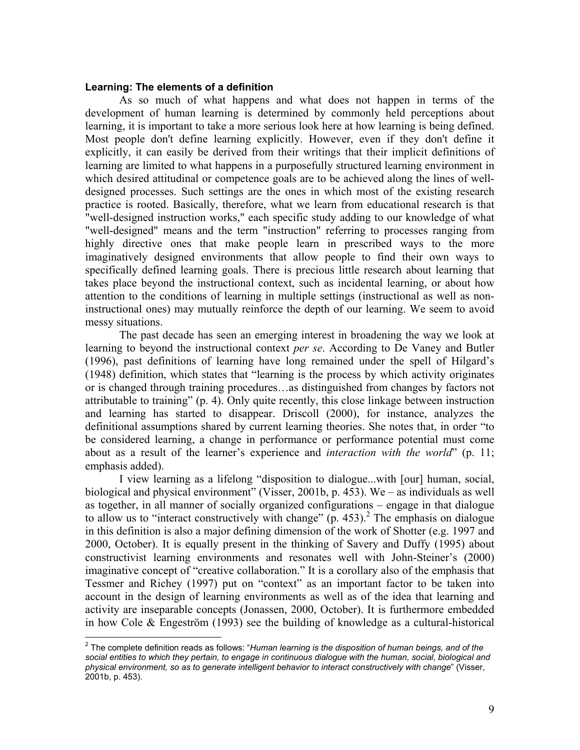**Learning: The elements of a definition**

As so much of what happens and what does not happen in terms of the development of human learning is determined by commonly held perceptions about learning, it is important to take a more serious look here at how learning is being defined. Most people don't define learning explicitly. However, even if they don't define it explicitly, it can easily be derived from their writings that their implicit definitions of learning are limited to what happens in a purposefully structured learning environment in which desired attitudinal or competence goals are to be achieved along the lines of well-designed processes. Such settings are the ones in which most of the existing research practice is rooted. Basically, therefore, what we learn from educational research is that "well-designed instruction works," each specific study adding to our knowledge of what "well-designed" means and the term "instruction" referring to processes ranging from highly directive ones that make people learn in prescribed ways to the more imaginatively designed environments that allow people to find their own ways to specifically defined learning goals. There is precious little research about learning that takes place beyond the instructional context, such as incidental learning, or about how attention to the conditions of learning in multiple settings (instructional as well as non-instructional ones) may mutually reinforce the depth of our learning. We seem to avoid messy situations.

The past decade has seen an emerging interest in broadening the way we look at learning to beyond the instructional context *per se*. According to De Vaney and Butler (1996), past definitions of learning have long remained under the spell of Hilgard's (1948) definition, which states that "learning is the process by which activity originates or is changed through training procedures…as distinguished from changes by factors not attributable to training" (p. 4). Only quite recently, this close linkage between instruction and learning has started to disappear. Driscoll (2000), for instance, analyzes the definitional assumptions shared by current learning theories. She notes that, in order "to be considered learning, a change in performance or performance potential must come about as a result of the learner's experience and *interaction with the world*" (p. 11; emphasis added).

I view learning as a lifelong "disposition to dialogue...with [our] human, social, biological and physical environment" (Visser, 2001b, p. 453). We – as individuals as well as together, in all manner of socially organized configurations – engage in that dialogue to allow us to "interact constructively with change" (p. 453).[2] The emphasis on dialogue in this definition is also a major defining dimension of the work of Shotter (e.g. 1997 and 2000, October). It is equally present in the thinking of Savery and Duffy (1995) about constructivist learning environments and resonates well with John-Steiner's (2000) imaginative concept of "creative collaboration." It is a corollary also of the emphasis that Tessmer and Richey (1997) put on "context" as an important factor to be taken into account in the design of learning environments as well as of the idea that learning and activity are inseparable concepts (Jonassen, 2000, October). It is furthermore embedded in how Cole & Engeström (1993) see the building of knowledge as a cultural-historical

[2] The complete definition reads as follows: "*Human learning is the disposition of human beings, and of the social entities to which they pertain, to engage in continuous dialogue with the human, social, biological and physical environment, so as to generate intelligent behavior to interact constructively with change*" (Visser, 2001b, p. 453).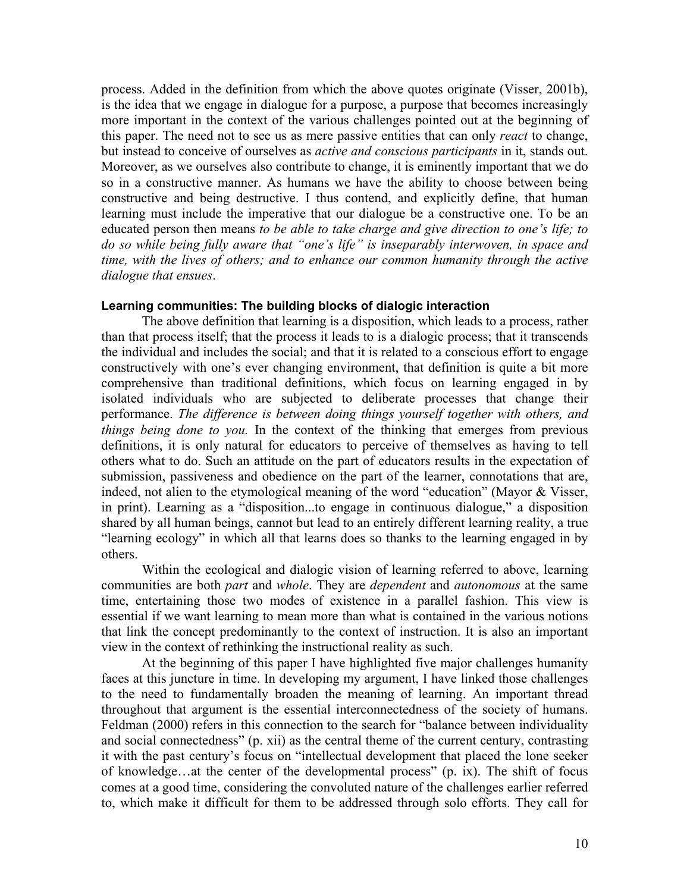process. Added in the definition from which the above quotes originate (Visser, 2001b), is the idea that we engage in dialogue for a purpose, a purpose that becomes increasingly more important in the context of the various challenges pointed out at the beginning of this paper. The need not to see us as mere passive entities that can only *react* to change, but instead to conceive of ourselves as *active and conscious participants* in it, stands out. Moreover, as we ourselves also contribute to change, it is eminently important that we do so in a constructive manner. As humans we have the ability to choose between being constructive and being destructive. I thus contend, and explicitly define, that human learning must include the imperative that our dialogue be a constructive one. To be an educated person then means *to be able to take charge and give direction to one's life; to do so while being fully aware that "one's life" is inseparably interwoven, in space and time, with the lives of others; and to enhance our common humanity through the active dialogue that ensues*.

**Learning communities: The building blocks of dialogic interaction**

The above definition that learning is a disposition, which leads to a process, rather than that process itself; that the process it leads to is a dialogic process; that it transcends the individual and includes the social; and that it is related to a conscious effort to engage constructively with one's ever changing environment, that definition is quite a bit more comprehensive than traditional definitions, which focus on learning engaged in by isolated individuals who are subjected to deliberate processes that change their performance. *The difference is between doing things yourself together with others, and things being done to you.* In the context of the thinking that emerges from previous definitions, it is only natural for educators to perceive of themselves as having to tell others what to do. Such an attitude on the part of educators results in the expectation of submission, passiveness and obedience on the part of the learner, connotations that are, indeed, not alien to the etymological meaning of the word "education" (Mayor & Visser, in print). Learning as a "disposition...to engage in continuous dialogue," a disposition shared by all human beings, cannot but lead to an entirely different learning reality, a true "learning ecology" in which all that learns does so thanks to the learning engaged in by others.

Within the ecological and dialogic vision of learning referred to above, learning communities are both *part* and *whole*. They are *dependent* and *autonomous* at the same time, entertaining those two modes of existence in a parallel fashion. This view is essential if we want learning to mean more than what is contained in the various notions that link the concept predominantly to the context of instruction. It is also an important view in the context of rethinking the instructional reality as such.

At the beginning of this paper I have highlighted five major challenges humanity faces at this juncture in time. In developing my argument, I have linked those challenges to the need to fundamentally broaden the meaning of learning. An important thread throughout that argument is the essential interconnectedness of the society of humans. Feldman (2000) refers in this connection to the search for "balance between individuality and social connectedness" (p. xii) as the central theme of the current century, contrasting it with the past century's focus on "intellectual development that placed the lone seeker of knowledge…at the center of the developmental process" (p. ix). The shift of focus comes at a good time, considering the convoluted nature of the challenges earlier referred to, which make it difficult for them to be addressed through solo efforts. They call for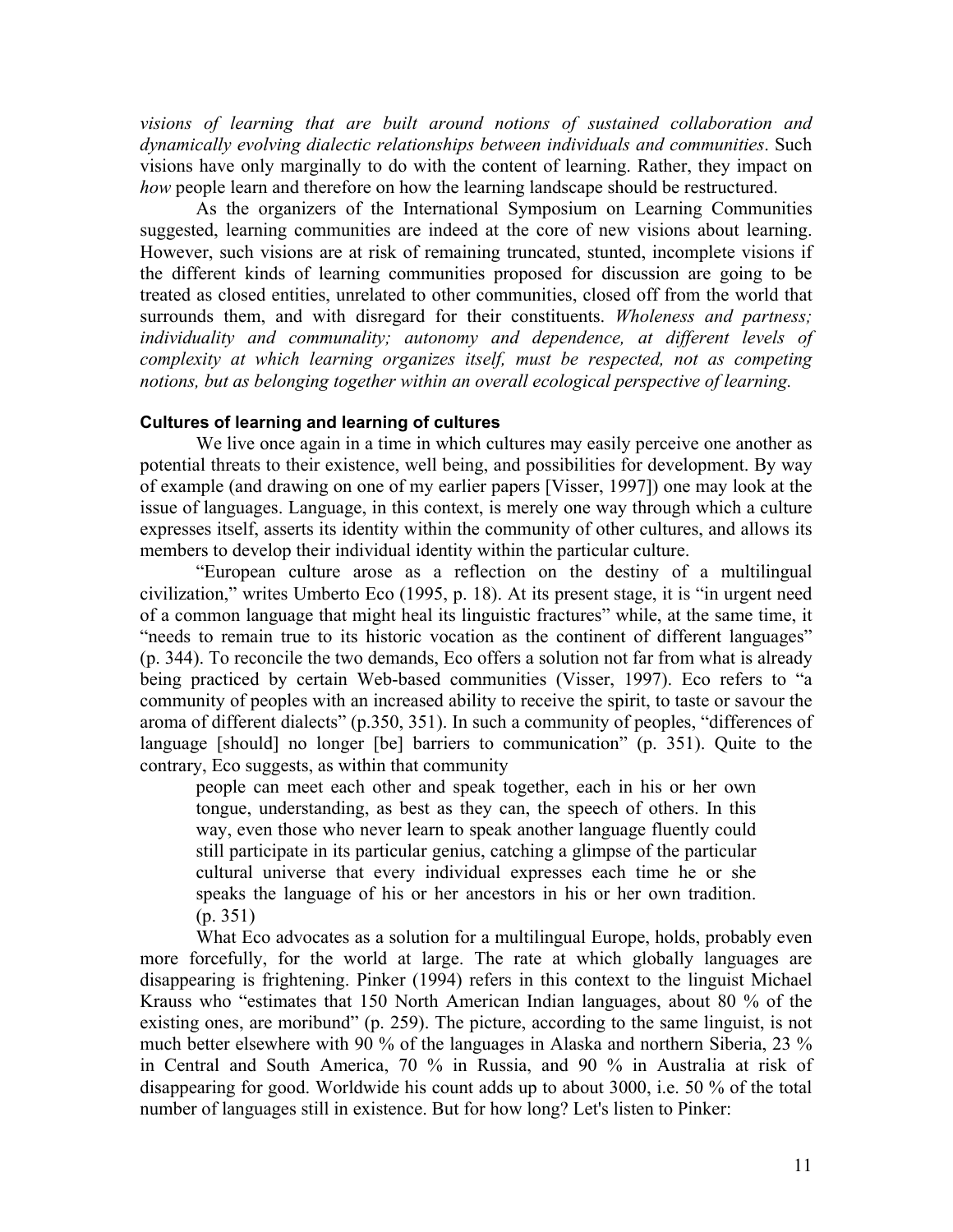*visions of learning that are built around notions of sustained collaboration and dynamically evolving dialectic relationships between individuals and communities*. Such visions have only marginally to do with the content of learning. Rather, they impact on *how* people learn and therefore on how the learning landscape should be restructured.

As the organizers of the International Symposium on Learning Communities suggested, learning communities are indeed at the core of new visions about learning. However, such visions are at risk of remaining truncated, stunted, incomplete visions if the different kinds of learning communities proposed for discussion are going to be treated as closed entities, unrelated to other communities, closed off from the world that surrounds them, and with disregard for their constituents. *Wholeness and partness; individuality and communality; autonomy and dependence, at different levels of complexity at which learning organizes itself, must be respected, not as competing notions, but as belonging together within an overall ecological perspective of learning.*

### Cultures of learning and learning of cultures

We live once again in a time in which cultures may easily perceive one another as potential threats to their existence, well being, and possibilities for development. By way of example (and drawing on one of my earlier papers [Visser, 1997]) one may look at the issue of languages. Language, in this context, is merely one way through which a culture expresses itself, asserts its identity within the community of other cultures, and allows its members to develop their individual identity within the particular culture.

"European culture arose as a reflection on the destiny of a multilingual civilization," writes Umberto Eco (1995, p. 18). At its present stage, it is "in urgent need of a common language that might heal its linguistic fractures" while, at the same time, it "needs to remain true to its historic vocation as the continent of different languages" (p. 344). To reconcile the two demands, Eco offers a solution not far from what is already being practiced by certain Web-based communities (Visser, 1997). Eco refers to "a community of peoples with an increased ability to receive the spirit, to taste or savour the aroma of different dialects" (p.350, 351). In such a community of peoples, "differences of language [should] no longer [be] barriers to communication" (p. 351). Quite to the contrary, Eco suggests, as within that community

> people can meet each other and speak together, each in his or her own tongue, understanding, as best as they can, the speech of others. In this way, even those who never learn to speak another language fluently could still participate in its particular genius, catching a glimpse of the particular cultural universe that every individual expresses each time he or she speaks the language of his or her ancestors in his or her own tradition. (p. 351)

What Eco advocates as a solution for a multilingual Europe, holds, probably even more forcefully, for the world at large. The rate at which globally languages are disappearing is frightening. Pinker (1994) refers in this context to the linguist Michael Krauss who "estimates that 150 North American Indian languages, about 80 % of the existing ones, are moribund" (p. 259). The picture, according to the same linguist, is not much better elsewhere with 90 % of the languages in Alaska and northern Siberia, 23 % in Central and South America, 70 % in Russia, and 90 % in Australia at risk of disappearing for good. Worldwide his count adds up to about 3000, i.e. 50 % of the total number of languages still in existence. But for how long? Let's listen to Pinker: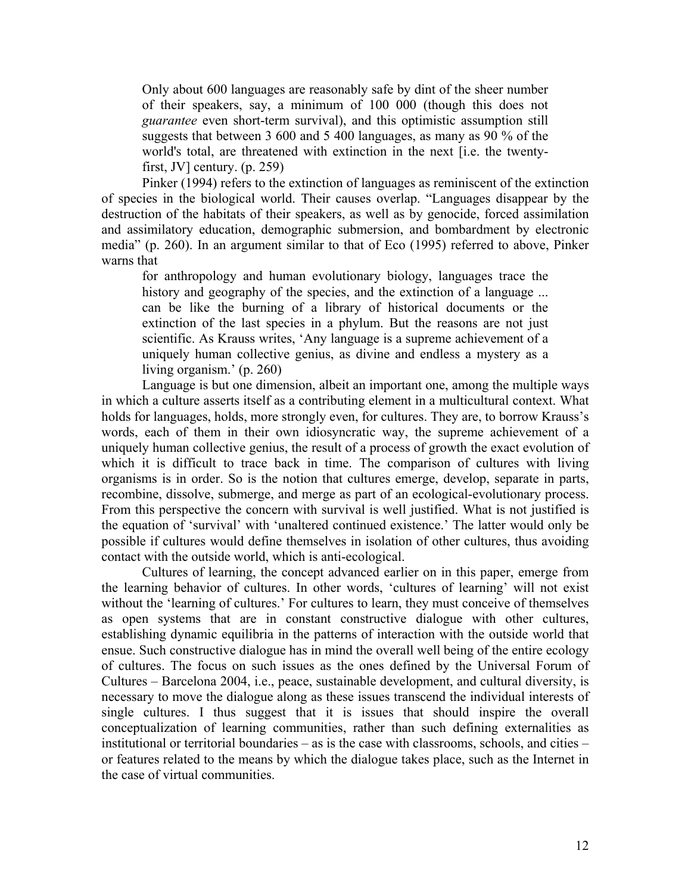> Only about 600 languages are reasonably safe by dint of the sheer number of their speakers, say, a minimum of 100 000 (though this does not *guarantee* even short-term survival), and this optimistic assumption still suggests that between 3 600 and 5 400 languages, as many as 90 % of the world's total, are threatened with extinction in the next [i.e. the twenty-first, JV] century. (p. 259)

Pinker (1994) refers to the extinction of languages as reminiscent of the extinction of species in the biological world. Their causes overlap. "Languages disappear by the destruction of the habitats of their speakers, as well as by genocide, forced assimilation and assimilatory education, demographic submersion, and bombardment by electronic media" (p. 260). In an argument similar to that of Eco (1995) referred to above, Pinker warns that

> for anthropology and human evolutionary biology, languages trace the history and geography of the species, and the extinction of a language ... can be like the burning of a library of historical documents or the extinction of the last species in a phylum. But the reasons are not just scientific. As Krauss writes, 'Any language is a supreme achievement of a uniquely human collective genius, as divine and endless a mystery as a living organism.' (p. 260)

Language is but one dimension, albeit an important one, among the multiple ways in which a culture asserts itself as a contributing element in a multicultural context. What holds for languages, holds, more strongly even, for cultures. They are, to borrow Krauss's words, each of them in their own idiosyncratic way, the supreme achievement of a uniquely human collective genius, the result of a process of growth the exact evolution of which it is difficult to trace back in time. The comparison of cultures with living organisms is in order. So is the notion that cultures emerge, develop, separate in parts, recombine, dissolve, submerge, and merge as part of an ecological-evolutionary process. From this perspective the concern with survival is well justified. What is not justified is the equation of 'survival' with 'unaltered continued existence.' The latter would only be possible if cultures would define themselves in isolation of other cultures, thus avoiding contact with the outside world, which is anti-ecological.

Cultures of learning, the concept advanced earlier on in this paper, emerge from the learning behavior of cultures. In other words, 'cultures of learning' will not exist without the 'learning of cultures.' For cultures to learn, they must conceive of themselves as open systems that are in constant constructive dialogue with other cultures, establishing dynamic equilibria in the patterns of interaction with the outside world that ensue. Such constructive dialogue has in mind the overall well being of the entire ecology of cultures. The focus on such issues as the ones defined by the Universal Forum of Cultures – Barcelona 2004, i.e., peace, sustainable development, and cultural diversity, is necessary to move the dialogue along as these issues transcend the individual interests of single cultures. I thus suggest that it is issues that should inspire the overall conceptualization of learning communities, rather than such defining externalities as institutional or territorial boundaries – as is the case with classrooms, schools, and cities – or features related to the means by which the dialogue takes place, such as the Internet in the case of virtual communities.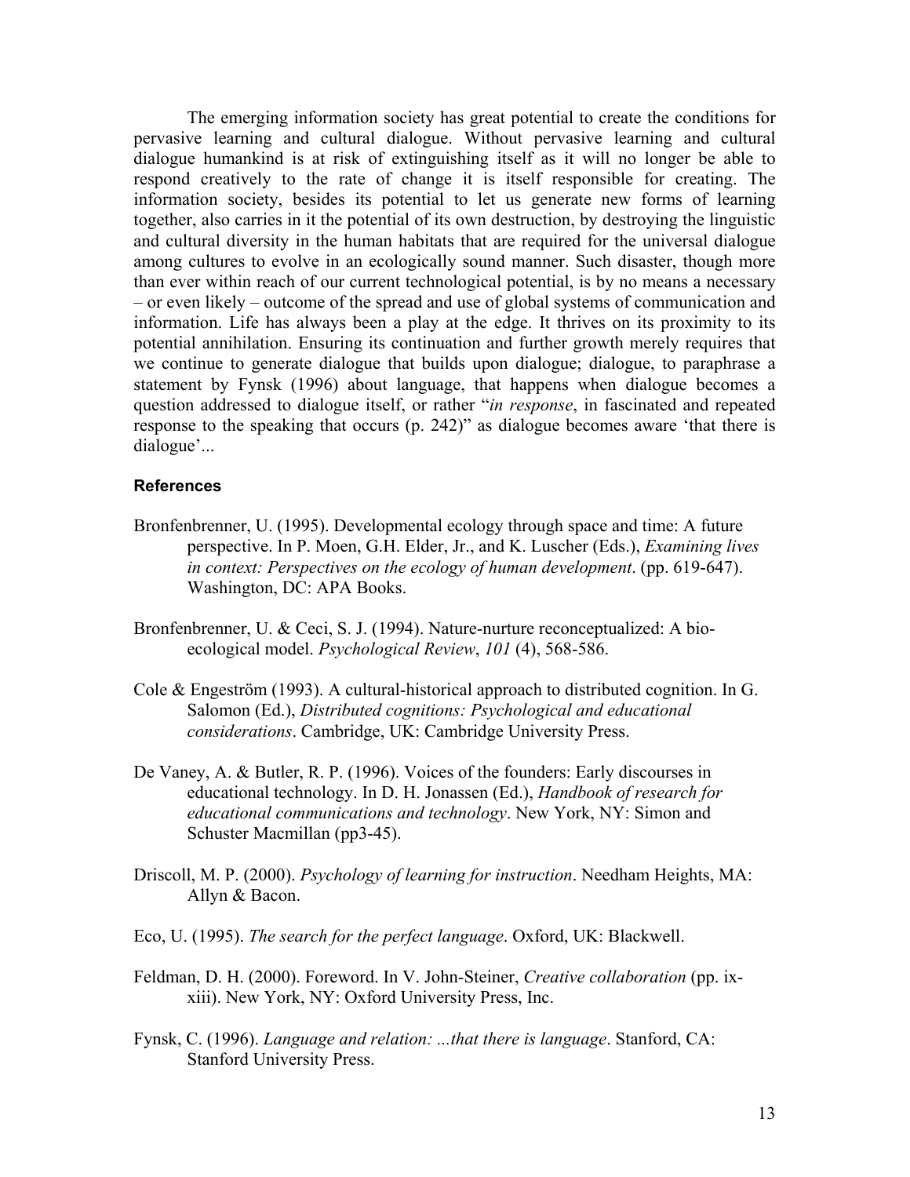The emerging information society has great potential to create the conditions for pervasive learning and cultural dialogue. Without pervasive learning and cultural dialogue humankind is at risk of extinguishing itself as it will no longer be able to respond creatively to the rate of change it is itself responsible for creating. The information society, besides its potential to let us generate new forms of learning together, also carries in it the potential of its own destruction, by destroying the linguistic and cultural diversity in the human habitats that are required for the universal dialogue among cultures to evolve in an ecologically sound manner. Such disaster, though more than ever within reach of our current technological potential, is by no means a necessary – or even likely – outcome of the spread and use of global systems of communication and information. Life has always been a play at the edge. It thrives on its proximity to its potential annihilation. Ensuring its continuation and further growth merely requires that we continue to generate dialogue that builds upon dialogue; dialogue, to paraphrase a statement by Fynsk (1996) about language, that happens when dialogue becomes a question addressed to dialogue itself, or rather "*in response*, in fascinated and repeated response to the speaking that occurs (p. 242)" as dialogue becomes aware 'that there is dialogue'...

### References

Bronfenbrenner, U. (1995). Developmental ecology through space and time: A future perspective. In P. Moen, G.H. Elder, Jr., and K. Luscher (Eds.), *Examining lives in context: Perspectives on the ecology of human development*. (pp. 619-647). Washington, DC: APA Books.

Bronfenbrenner, U. & Ceci, S. J. (1994). Nature-nurture reconceptualized: A bio-ecological model. *Psychological Review*, *101* (4), 568-586.

Cole & Engeström (1993). A cultural-historical approach to distributed cognition. In G. Salomon (Ed.), *Distributed cognitions: Psychological and educational considerations*. Cambridge, UK: Cambridge University Press.

De Vaney, A. & Butler, R. P. (1996). Voices of the founders: Early discourses in educational technology. In D. H. Jonassen (Ed.), *Handbook of research for educational communications and technology*. New York, NY: Simon and Schuster Macmillan (pp3-45).

Driscoll, M. P. (2000). *Psychology of learning for instruction*. Needham Heights, MA: Allyn & Bacon.

Eco, U. (1995). *The search for the perfect language*. Oxford, UK: Blackwell.

Feldman, D. H. (2000). Foreword. In V. John-Steiner, *Creative collaboration* (pp. ix-xiii). New York, NY: Oxford University Press, Inc.

Fynsk, C. (1996). *Language and relation: ...that there is language*. Stanford, CA: Stanford University Press.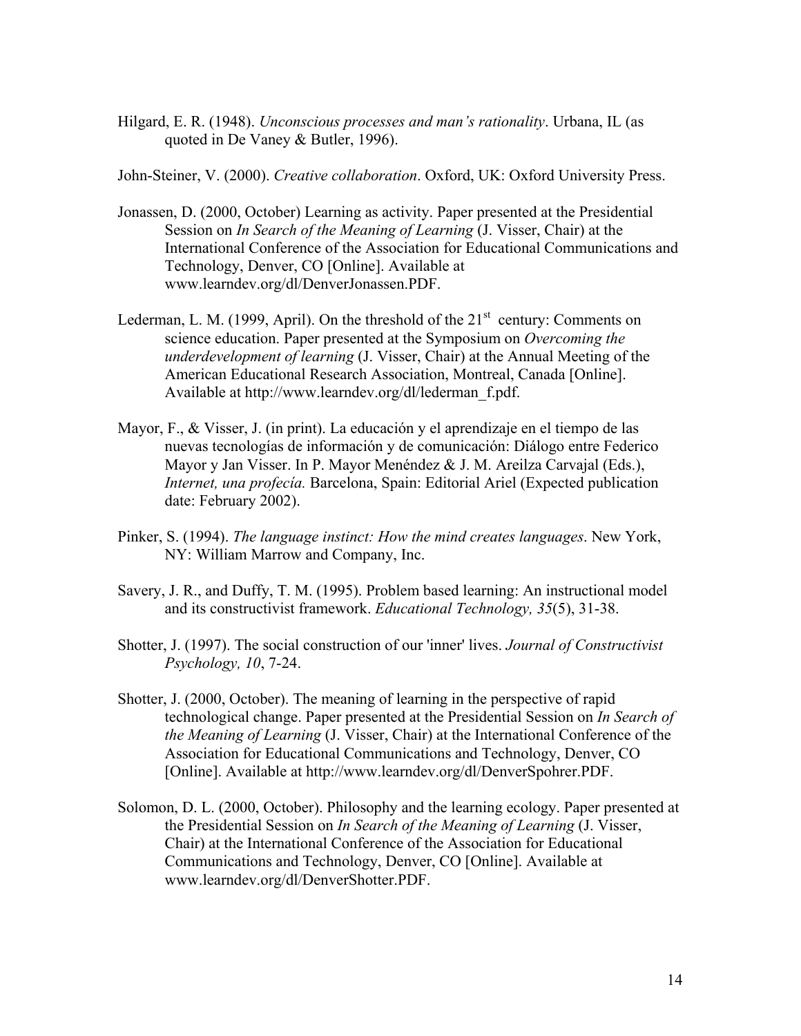Hilgard, E. R. (1948). *Unconscious processes and man's rationality*. Urbana, IL (as quoted in De Vaney & Butler, 1996).

John-Steiner, V. (2000). *Creative collaboration*. Oxford, UK: Oxford University Press.

Jonassen, D. (2000, October) Learning as activity. Paper presented at the Presidential Session on *In Search of the Meaning of Learning* (J. Visser, Chair) at the International Conference of the Association for Educational Communications and Technology, Denver, CO [Online]. Available at www.learndev.org/dl/DenverJonassen.PDF.

Lederman, L. M. (1999, April). On the threshold of the 21st century: Comments on science education. Paper presented at the Symposium on *Overcoming the underdevelopment of learning* (J. Visser, Chair) at the Annual Meeting of the American Educational Research Association, Montreal, Canada [Online]. Available at http://www.learndev.org/dl/lederman_f.pdf.

Mayor, F., & Visser, J. (in print). La educación y el aprendizaje en el tiempo de las nuevas tecnologías de información y de comunicación: Diálogo entre Federico Mayor y Jan Visser. In P. Mayor Menéndez & J. M. Areilza Carvajal (Eds.), *Internet, una profecía.* Barcelona, Spain: Editorial Ariel (Expected publication date: February 2002).

Pinker, S. (1994). *The language instinct: How the mind creates languages*. New York, NY: William Marrow and Company, Inc.

Savery, J. R., and Duffy, T. M. (1995). Problem based learning: An instructional model and its constructivist framework. *Educational Technology, 35*(5), 31-38.

Shotter, J. (1997). The social construction of our 'inner' lives. *Journal of Constructivist Psychology, 10*, 7-24.

Shotter, J. (2000, October). The meaning of learning in the perspective of rapid technological change. Paper presented at the Presidential Session on *In Search of the Meaning of Learning* (J. Visser, Chair) at the International Conference of the Association for Educational Communications and Technology, Denver, CO [Online]. Available at http://www.learndev.org/dl/DenverSpohrer.PDF.

Solomon, D. L. (2000, October). Philosophy and the learning ecology. Paper presented at the Presidential Session on *In Search of the Meaning of Learning* (J. Visser, Chair) at the International Conference of the Association for Educational Communications and Technology, Denver, CO [Online]. Available at www.learndev.org/dl/DenverShotter.PDF.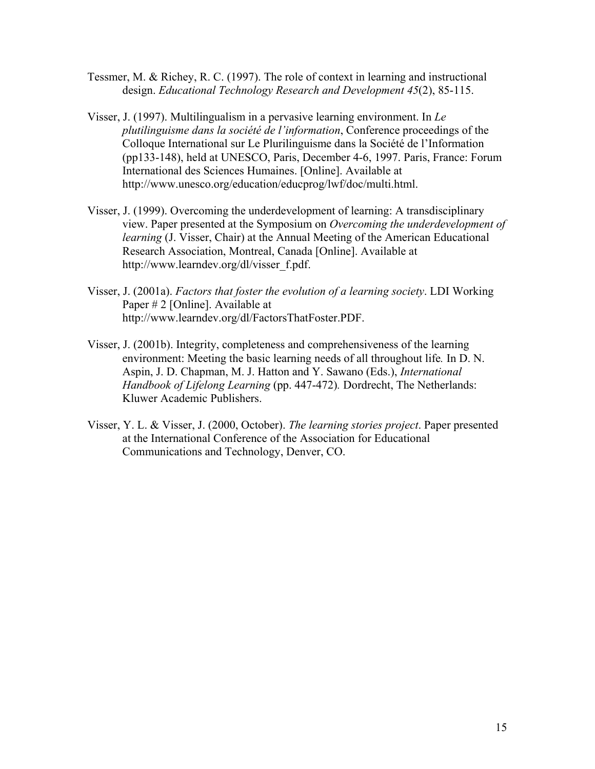Tessmer, M. & Richey, R. C. (1997). The role of context in learning and instructional design. *Educational Technology Research and Development 45*(2), 85-115.

Visser, J. (1997). Multilingualism in a pervasive learning environment. In *Le plutilinguisme dans la société de l'information*, Conference proceedings of the Colloque International sur Le Plurilinguisme dans la Société de l'Information (pp133-148), held at UNESCO, Paris, December 4-6, 1997. Paris, France: Forum International des Sciences Humaines. [Online]. Available at http://www.unesco.org/education/educprog/lwf/doc/multi.html.

Visser, J. (1999). Overcoming the underdevelopment of learning: A transdisciplinary view. Paper presented at the Symposium on *Overcoming the underdevelopment of learning* (J. Visser, Chair) at the Annual Meeting of the American Educational Research Association, Montreal, Canada [Online]. Available at http://www.learndev.org/dl/visser_f.pdf.

Visser, J. (2001a). *Factors that foster the evolution of a learning society*. LDI Working Paper # 2 [Online]. Available at http://www.learndev.org/dl/FactorsThatFoster.PDF.

Visser, J. (2001b). Integrity, completeness and comprehensiveness of the learning environment: Meeting the basic learning needs of all throughout life*.* In D. N. Aspin, J. D. Chapman, M. J. Hatton and Y. Sawano (Eds.), *International Handbook of Lifelong Learning* (pp. 447-472)*.* Dordrecht, The Netherlands: Kluwer Academic Publishers.

Visser, Y. L. & Visser, J. (2000, October). *The learning stories project*. Paper presented at the International Conference of the Association for Educational Communications and Technology, Denver, CO.